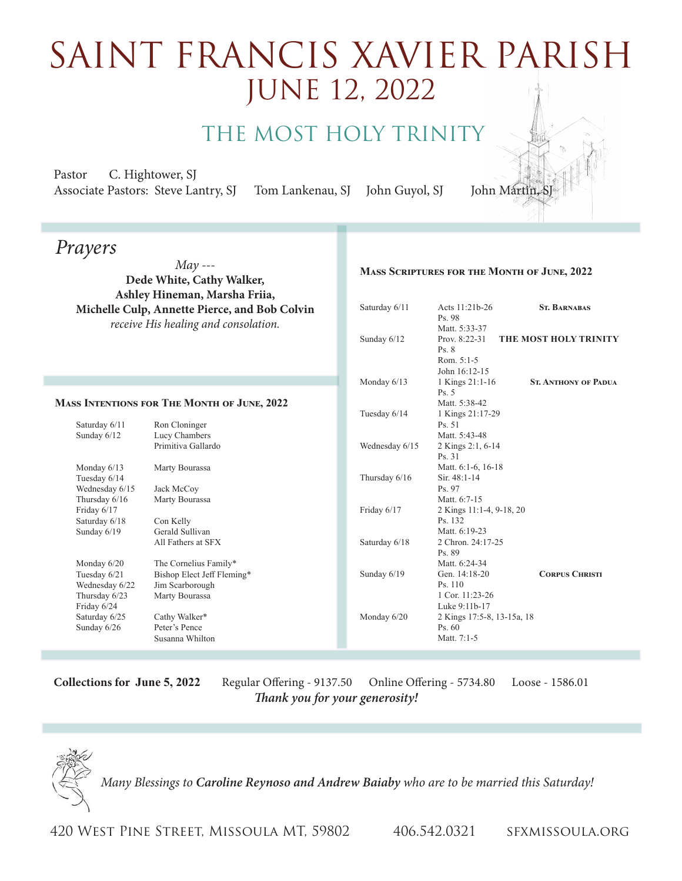# SAINT FRANCIS XAVIER PARISH
## JUNE 12, 2022

## THE MOST HOLY TRINITY

Pastor C. Hightower, SJ
Associate Pastors: Steve Lantry, SJ Tom Lankenau, SJ John Guyol, SJ John Martin, SJ

## *Prayers*

*May ---*
**Dede White, Cathy Walker, Ashley Hineman, Marsha Friia, Michelle Culp, Annette Pierce, and Bob Colvin**
*receive His healing and consolation.*

### Mass Intentions for The Month of June, 2022

| Day | Intention |
|---|---|
| Saturday 6/11 | Ron Cloninger |
| Sunday 6/12 | Lucy Chambers |
| | Primitiva Gallardo |
| Monday 6/13 | Marty Bourassa |
| Tuesday 6/14 | |
| Wednesday 6/15 | Jack McCoy |
| Thursday 6/16 | Marty Bourassa |
| Friday 6/17 | |
| Saturday 6/18 | Con Kelly |
| Sunday 6/19 | Gerald Sullivan |
| | All Fathers at SFX |
| Monday 6/20 | The Cornelius Family* |
| Tuesday 6/21 | Bishop Elect Jeff Fleming* |
| Wednesday 6/22 | Jim Scarborough |
| Thursday 6/23 | Marty Bourassa |
| Friday 6/24 | |
| Saturday 6/25 | Cathy Walker* |
| Sunday 6/26 | Peter's Pence |
| | Susanna Whilton |

### Mass Scriptures for the Month of June, 2022

| Day | Readings | Feast |
|---|---|---|
| Saturday 6/11 | Acts 11:21b-26; Ps. 98; Matt. 5:33-37 | St. Barnabas |
| Sunday 6/12 | Prov. 8:22-31; Ps. 8; Rom. 5:1-5; John 16:12-15 | THE MOST HOLY TRINITY |
| Monday 6/13 | 1 Kings 21:1-16; Ps. 5; Matt. 5:38-42 | St. Anthony of Padua |
| Tuesday 6/14 | 1 Kings 21:17-29; Ps. 51; Matt. 5:43-48 | |
| Wednesday 6/15 | 2 Kings 2:1, 6-14; Ps. 31; Matt. 6:1-6, 16-18 | |
| Thursday 6/16 | Sir. 48:1-14; Ps. 97; Matt. 6:7-15 | |
| Friday 6/17 | 2 Kings 11:1-4, 9-18, 20; Ps. 132; Matt. 6:19-23 | |
| Saturday 6/18 | 2 Chron. 24:17-25; Ps. 89; Matt. 6:24-34 | |
| Sunday 6/19 | Gen. 14:18-20; Ps. 110; 1 Cor. 11:23-26; Luke 9:11b-17 | Corpus Christi |
| Monday 6/20 | 2 Kings 17:5-8, 13-15a, 18; Ps. 60; Matt. 7:1-5 | |

**Collections for June 5, 2022** Regular Offering - 9137.50 Online Offering - 5734.80 Loose - 1586.01

***Thank you for your generosity!***

*Many Blessings to **Caroline Reynoso and Andrew Baiaby** who are to be married this Saturday!*

420 West Pine Street, Missoula MT, 59802 406.542.0321 SFXMISSOULA.ORG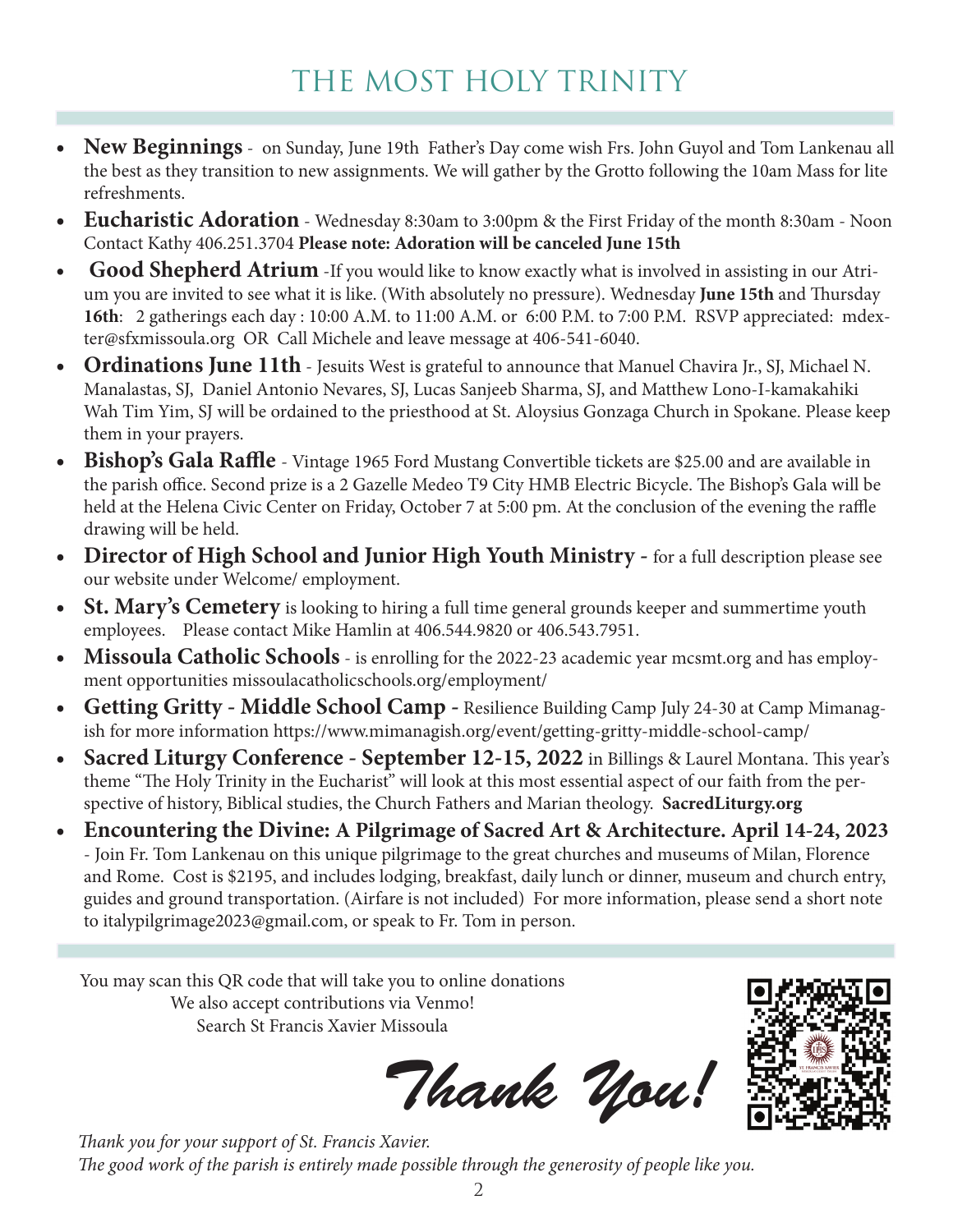# THE MOST HOLY TRINITY

- **New Beginnings** - on Sunday, June 19th Father's Day come wish Frs. John Guyol and Tom Lankenau all the best as they transition to new assignments. We will gather by the Grotto following the 10am Mass for lite refreshments.
- **Eucharistic Adoration** - Wednesday 8:30am to 3:00pm & the First Friday of the month 8:30am - Noon Contact Kathy 406.251.3704 **Please note: Adoration will be canceled June 15th**
- **Good Shepherd Atrium** -If you would like to know exactly what is involved in assisting in our Atrium you are invited to see what it is like. (With absolutely no pressure). Wednesday **June 15th** and Thursday **16th**: 2 gatherings each day : 10:00 A.M. to 11:00 A.M. or 6:00 P.M. to 7:00 P.M. RSVP appreciated: mdexter@sfxmissoula.org OR Call Michele and leave message at 406-541-6040.
- **Ordinations June 11th** - Jesuits West is grateful to announce that Manuel Chavira Jr., SJ, Michael N. Manalastas, SJ, Daniel Antonio Nevares, SJ, Lucas Sanjeeb Sharma, SJ, and Matthew Lono-I-kamakahiki Wah Tim Yim, SJ will be ordained to the priesthood at St. Aloysius Gonzaga Church in Spokane. Please keep them in your prayers.
- **Bishop's Gala Raffle** - Vintage 1965 Ford Mustang Convertible tickets are $25.00 and are available in the parish office. Second prize is a 2 Gazelle Medeo T9 City HMB Electric Bicycle. The Bishop's Gala will be held at the Helena Civic Center on Friday, October 7 at 5:00 pm. At the conclusion of the evening the raffle drawing will be held.
- **Director of High School and Junior High Youth Ministry -** for a full description please see our website under Welcome/ employment.
- **St. Mary's Cemetery** is looking to hiring a full time general grounds keeper and summertime youth employees. Please contact Mike Hamlin at 406.544.9820 or 406.543.7951.
- **Missoula Catholic Schools** - is enrolling for the 2022-23 academic year mcsmt.org and has employment opportunities missoulacatholicschools.org/employment/
- **Getting Gritty - Middle School Camp -** Resilience Building Camp July 24-30 at Camp Mimanagish for more information https://www.mimanagish.org/event/getting-gritty-middle-school-camp/
- **Sacred Liturgy Conference - September 12-15, 2022** in Billings & Laurel Montana. This year's theme "The Holy Trinity in the Eucharist" will look at this most essential aspect of our faith from the perspective of history, Biblical studies, the Church Fathers and Marian theology. **SacredLiturgy.org**
- **Encountering the Divine: A Pilgrimage of Sacred Art & Architecture. April 14-24, 2023** - Join Fr. Tom Lankenau on this unique pilgrimage to the great churches and museums of Milan, Florence and Rome. Cost is $2195, and includes lodging, breakfast, daily lunch or dinner, museum and church entry, guides and ground transportation. (Airfare is not included) For more information, please send a short note to italypilgrimage2023@gmail.com, or speak to Fr. Tom in person.

You may scan this QR code that will take you to online donations
We also accept contributions via Venmo!
Search St Francis Xavier Missoula

*Thank You!*

*Thank you for your support of St. Francis Xavier.*
*The good work of the parish is entirely made possible through the generosity of people like you.*